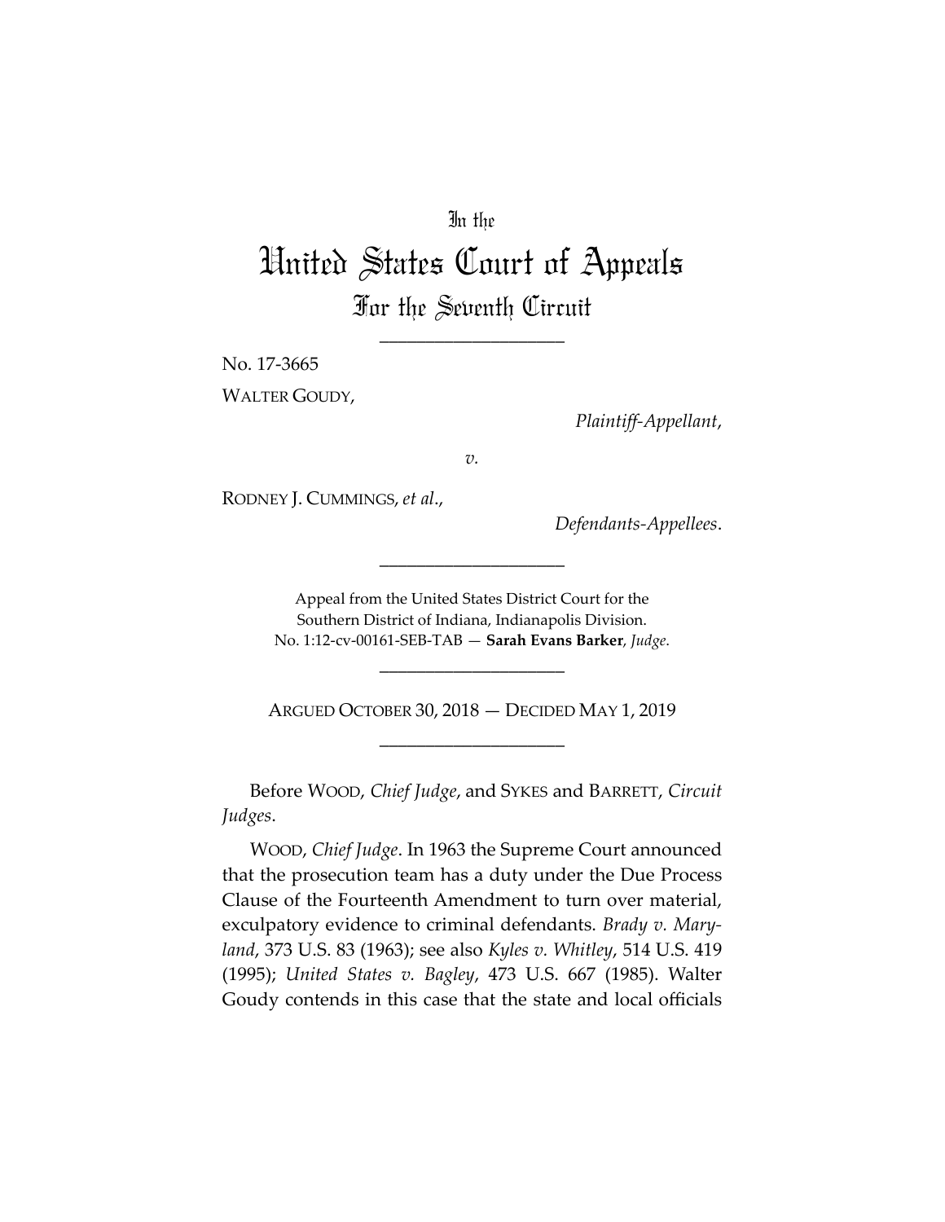In the

# United States Court of Appeals

## For the Seventh Circuit

____________________

No. 17-3665

WALTER GOUDY,

*Plaintiff-Appellant*,

*v.*

RODNEY J. CUMMINGS, *et al*.,

*Defendants-Appellees*.

____________________

Appeal from the United States District Court for the Southern District of Indiana, Indianapolis Division.
No. 1:12-cv-00161-SEB-TAB — **Sarah Evans Barker**, *Judge*.

____________________

ARGUED OCTOBER 30, 2018 — DECIDED MAY 1, 2019

____________________

Before WOOD, *Chief Judge*, and SYKES and BARRETT, *Circuit Judges*.

WOOD, *Chief Judge*. In 1963 the Supreme Court announced that the prosecution team has a duty under the Due Process Clause of the Fourteenth Amendment to turn over material, exculpatory evidence to criminal defendants. *Brady v. Maryland*, 373 U.S. 83 (1963); see also *Kyles v. Whitley*, 514 U.S. 419 (1995); *United States v. Bagley*, 473 U.S. 667 (1985). Walter Goudy contends in this case that the state and local officials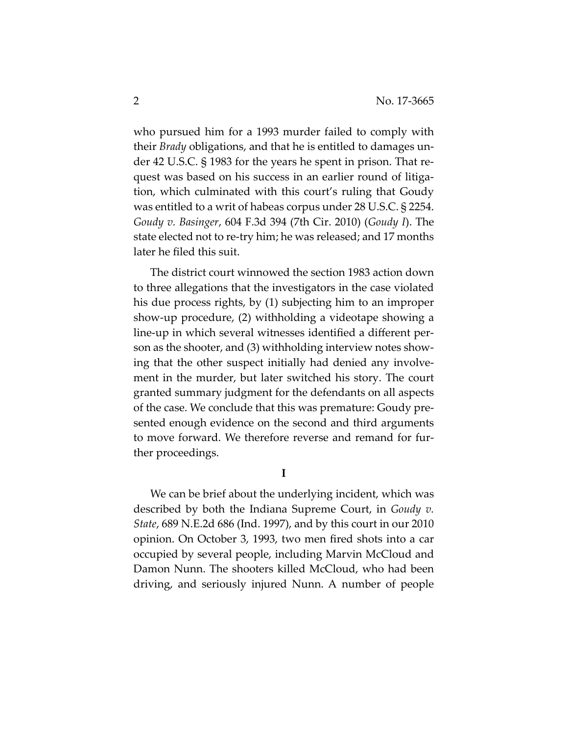who pursued him for a 1993 murder failed to comply with their *Brady* obligations, and that he is entitled to damages under 42 U.S.C. § 1983 for the years he spent in prison. That request was based on his success in an earlier round of litigation, which culminated with this court's ruling that Goudy was entitled to a writ of habeas corpus under 28 U.S.C. § 2254. *Goudy v. Basinger*, 604 F.3d 394 (7th Cir. 2010) (*Goudy I*). The state elected not to re-try him; he was released; and 17 months later he filed this suit.

The district court winnowed the section 1983 action down to three allegations that the investigators in the case violated his due process rights, by (1) subjecting him to an improper show-up procedure, (2) withholding a videotape showing a line-up in which several witnesses identified a different person as the shooter, and (3) withholding interview notes showing that the other suspect initially had denied any involvement in the murder, but later switched his story. The court granted summary judgment for the defendants on all aspects of the case. We conclude that this was premature: Goudy presented enough evidence on the second and third arguments to move forward. We therefore reverse and remand for further proceedings.

## I

We can be brief about the underlying incident, which was described by both the Indiana Supreme Court, in *Goudy v. State*, 689 N.E.2d 686 (Ind. 1997), and by this court in our 2010 opinion. On October 3, 1993, two men fired shots into a car occupied by several people, including Marvin McCloud and Damon Nunn. The shooters killed McCloud, who had been driving, and seriously injured Nunn. A number of people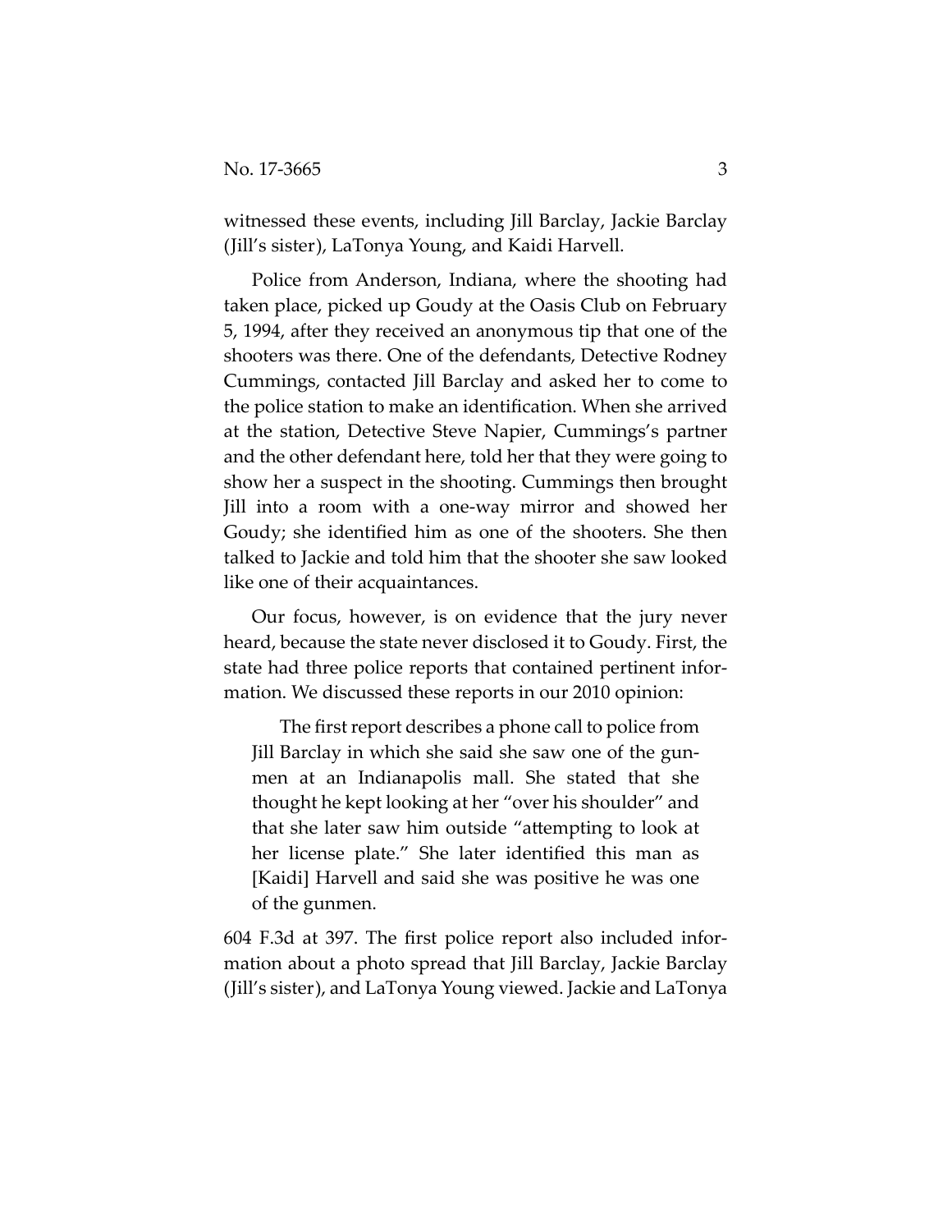witnessed these events, including Jill Barclay, Jackie Barclay (Jill's sister), LaTonya Young, and Kaidi Harvell.

Police from Anderson, Indiana, where the shooting had taken place, picked up Goudy at the Oasis Club on February 5, 1994, after they received an anonymous tip that one of the shooters was there. One of the defendants, Detective Rodney Cummings, contacted Jill Barclay and asked her to come to the police station to make an identification. When she arrived at the station, Detective Steve Napier, Cummings's partner and the other defendant here, told her that they were going to show her a suspect in the shooting. Cummings then brought Jill into a room with a one-way mirror and showed her Goudy; she identified him as one of the shooters. She then talked to Jackie and told him that the shooter she saw looked like one of their acquaintances.

Our focus, however, is on evidence that the jury never heard, because the state never disclosed it to Goudy. First, the state had three police reports that contained pertinent information. We discussed these reports in our 2010 opinion:

> The first report describes a phone call to police from Jill Barclay in which she said she saw one of the gunmen at an Indianapolis mall. She stated that she thought he kept looking at her "over his shoulder" and that she later saw him outside "attempting to look at her license plate." She later identified this man as [Kaidi] Harvell and said she was positive he was one of the gunmen.

604 F.3d at 397. The first police report also included information about a photo spread that Jill Barclay, Jackie Barclay (Jill's sister), and LaTonya Young viewed. Jackie and LaTonya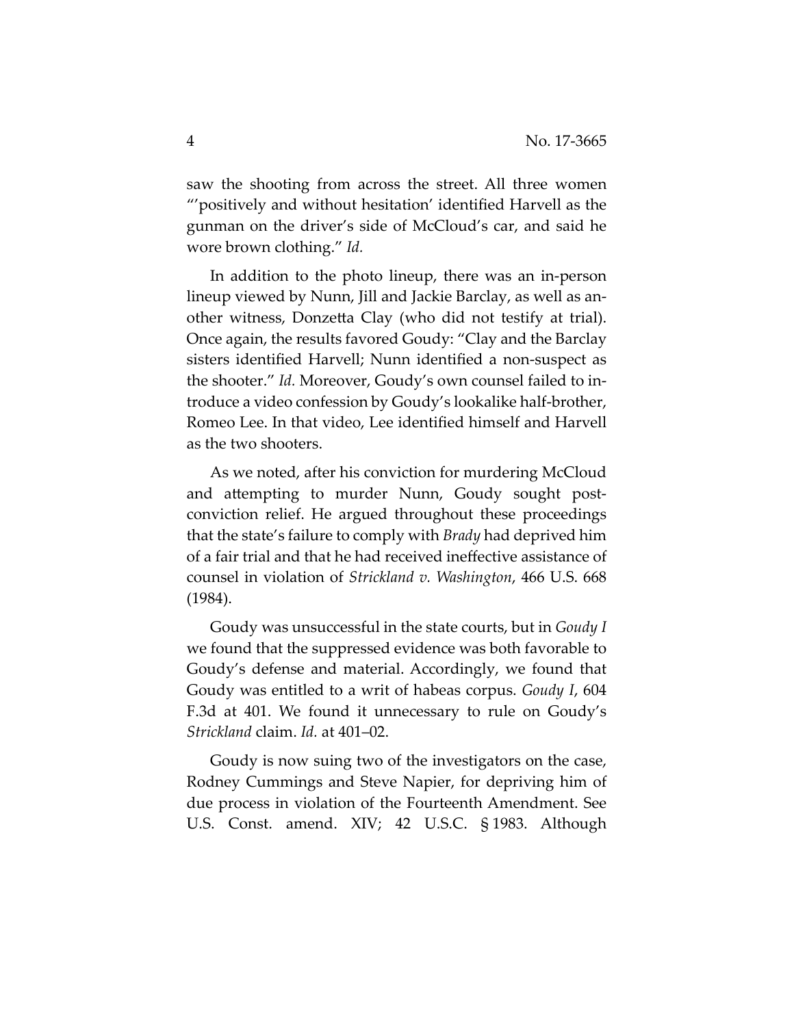saw the shooting from across the street. All three women "'positively and without hesitation' identified Harvell as the gunman on the driver's side of McCloud's car, and said he wore brown clothing." *Id.*

In addition to the photo lineup, there was an in-person lineup viewed by Nunn, Jill and Jackie Barclay, as well as another witness, Donzetta Clay (who did not testify at trial). Once again, the results favored Goudy: "Clay and the Barclay sisters identified Harvell; Nunn identified a non-suspect as the shooter." *Id.* Moreover, Goudy's own counsel failed to introduce a video confession by Goudy's lookalike half-brother, Romeo Lee. In that video, Lee identified himself and Harvell as the two shooters.

As we noted, after his conviction for murdering McCloud and attempting to murder Nunn, Goudy sought post-conviction relief. He argued throughout these proceedings that the state's failure to comply with *Brady* had deprived him of a fair trial and that he had received ineffective assistance of counsel in violation of *Strickland v. Washington*, 466 U.S. 668 (1984).

Goudy was unsuccessful in the state courts, but in *Goudy I* we found that the suppressed evidence was both favorable to Goudy's defense and material. Accordingly, we found that Goudy was entitled to a writ of habeas corpus. *Goudy I*, 604 F.3d at 401. We found it unnecessary to rule on Goudy's *Strickland* claim. *Id.* at 401–02.

Goudy is now suing two of the investigators on the case, Rodney Cummings and Steve Napier, for depriving him of due process in violation of the Fourteenth Amendment. See U.S. Const. amend. XIV; 42 U.S.C. § 1983. Although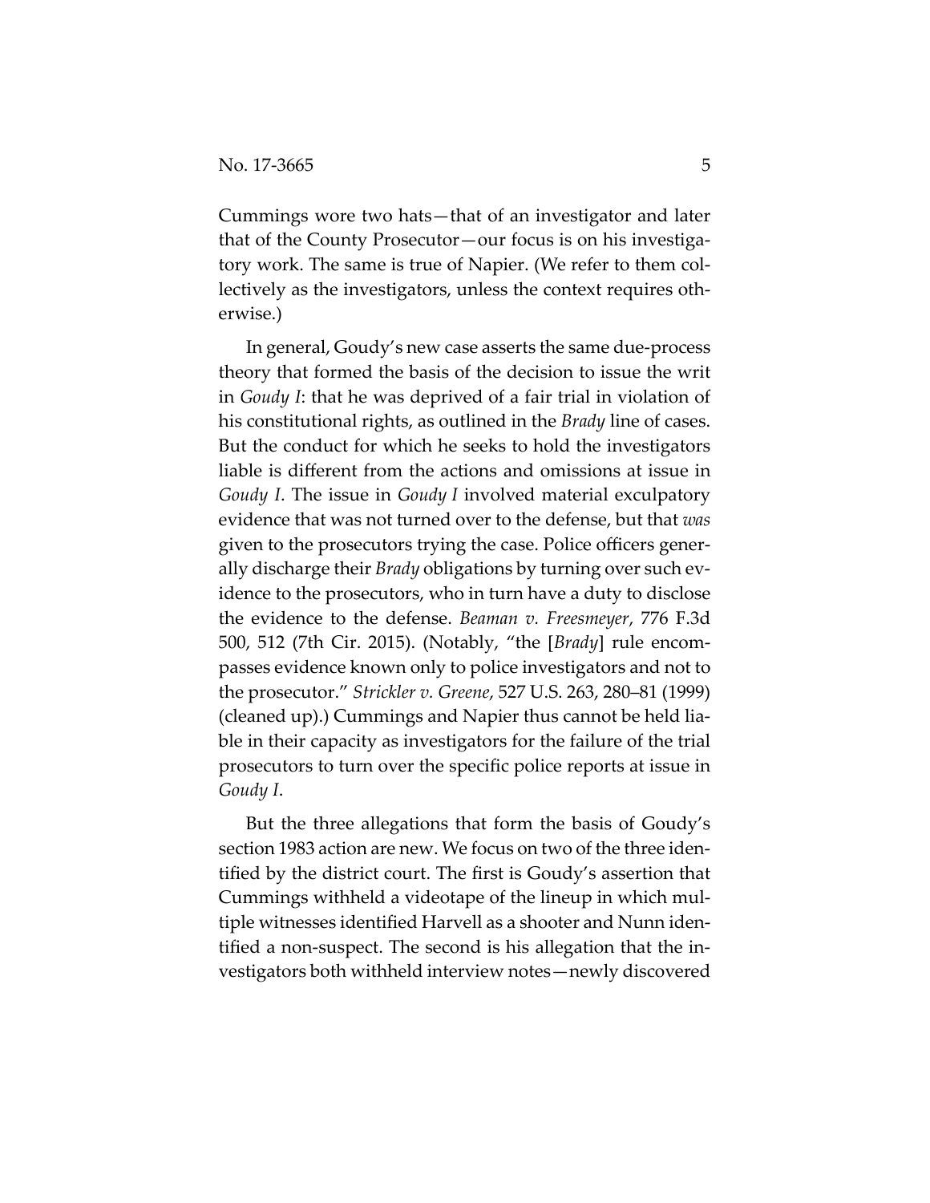Cummings wore two hats—that of an investigator and later that of the County Prosecutor—our focus is on his investigatory work. The same is true of Napier. (We refer to them collectively as the investigators, unless the context requires otherwise.)

In general, Goudy's new case asserts the same due-process theory that formed the basis of the decision to issue the writ in *Goudy I*: that he was deprived of a fair trial in violation of his constitutional rights, as outlined in the *Brady* line of cases. But the conduct for which he seeks to hold the investigators liable is different from the actions and omissions at issue in *Goudy I*. The issue in *Goudy I* involved material exculpatory evidence that was not turned over to the defense, but that *was* given to the prosecutors trying the case. Police officers generally discharge their *Brady* obligations by turning over such evidence to the prosecutors, who in turn have a duty to disclose the evidence to the defense. *Beaman v. Freesmeyer*, 776 F.3d 500, 512 (7th Cir. 2015). (Notably, "the [*Brady*] rule encompasses evidence known only to police investigators and not to the prosecutor." *Strickler v. Greene*, 527 U.S. 263, 280–81 (1999) (cleaned up).) Cummings and Napier thus cannot be held liable in their capacity as investigators for the failure of the trial prosecutors to turn over the specific police reports at issue in *Goudy I*.

But the three allegations that form the basis of Goudy's section 1983 action are new. We focus on two of the three identified by the district court. The first is Goudy's assertion that Cummings withheld a videotape of the lineup in which multiple witnesses identified Harvell as a shooter and Nunn identified a non-suspect. The second is his allegation that the investigators both withheld interview notes—newly discovered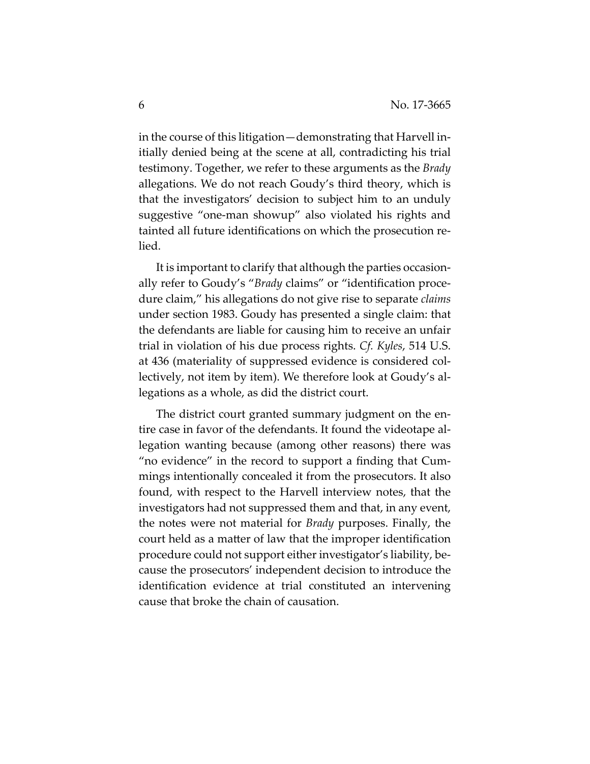in the course of this litigation—demonstrating that Harvell initially denied being at the scene at all, contradicting his trial testimony. Together, we refer to these arguments as the *Brady* allegations. We do not reach Goudy's third theory, which is that the investigators' decision to subject him to an unduly suggestive "one-man showup" also violated his rights and tainted all future identifications on which the prosecution relied.

It is important to clarify that although the parties occasionally refer to Goudy's "*Brady* claims" or "identification procedure claim," his allegations do not give rise to separate *claims* under section 1983. Goudy has presented a single claim: that the defendants are liable for causing him to receive an unfair trial in violation of his due process rights. *Cf. Kyles*, 514 U.S. at 436 (materiality of suppressed evidence is considered collectively, not item by item). We therefore look at Goudy's allegations as a whole, as did the district court.

The district court granted summary judgment on the entire case in favor of the defendants. It found the videotape allegation wanting because (among other reasons) there was "no evidence" in the record to support a finding that Cummings intentionally concealed it from the prosecutors. It also found, with respect to the Harvell interview notes, that the investigators had not suppressed them and that, in any event, the notes were not material for *Brady* purposes. Finally, the court held as a matter of law that the improper identification procedure could not support either investigator's liability, because the prosecutors' independent decision to introduce the identification evidence at trial constituted an intervening cause that broke the chain of causation.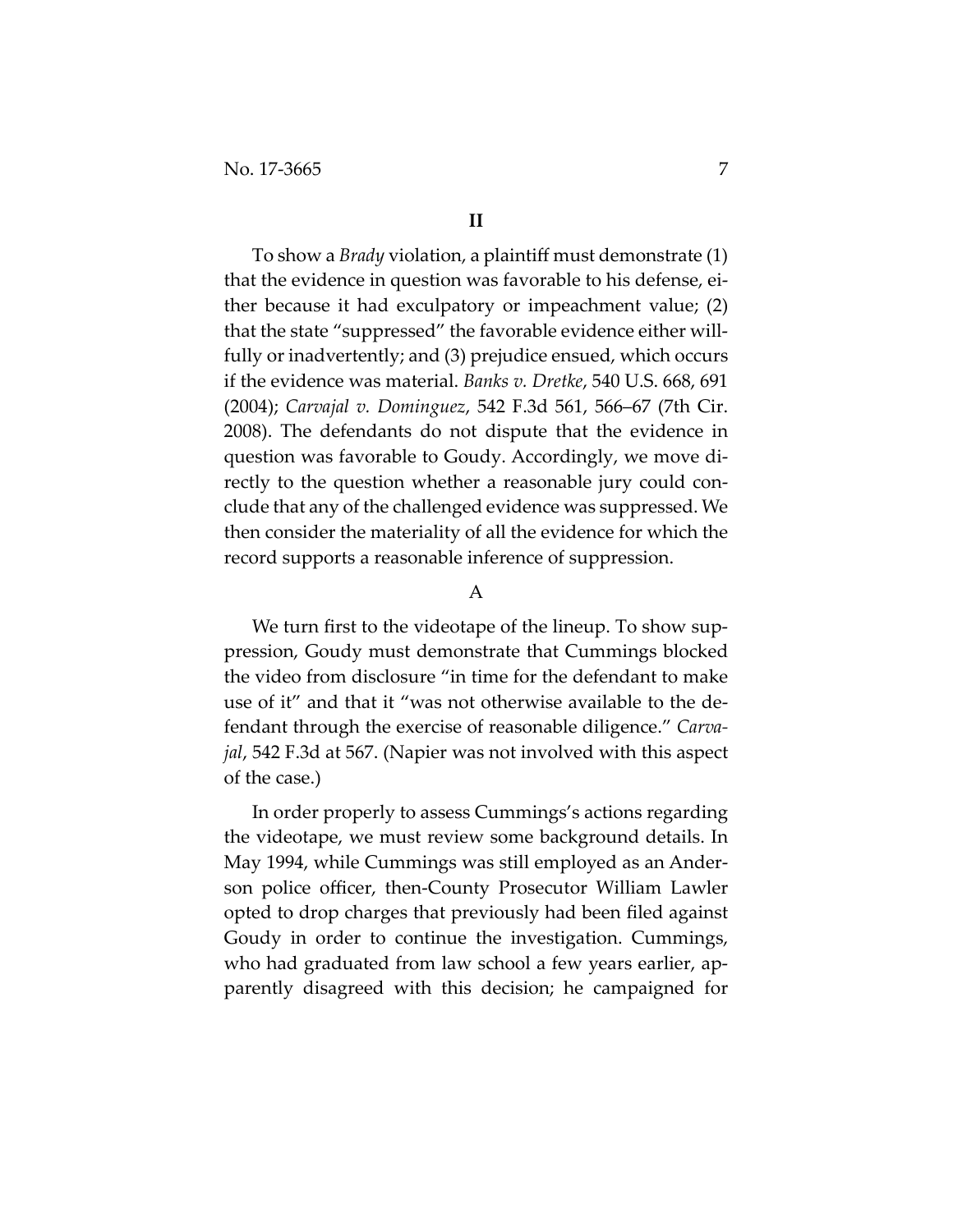## II

To show a *Brady* violation, a plaintiff must demonstrate (1) that the evidence in question was favorable to his defense, either because it had exculpatory or impeachment value; (2) that the state "suppressed" the favorable evidence either willfully or inadvertently; and (3) prejudice ensued, which occurs if the evidence was material. *Banks v. Dretke*, 540 U.S. 668, 691 (2004); *Carvajal v. Dominguez*, 542 F.3d 561, 566–67 (7th Cir. 2008). The defendants do not dispute that the evidence in question was favorable to Goudy. Accordingly, we move directly to the question whether a reasonable jury could conclude that any of the challenged evidence was suppressed. We then consider the materiality of all the evidence for which the record supports a reasonable inference of suppression.

### A

We turn first to the videotape of the lineup. To show suppression, Goudy must demonstrate that Cummings blocked the video from disclosure "in time for the defendant to make use of it" and that it "was not otherwise available to the defendant through the exercise of reasonable diligence." *Carvajal*, 542 F.3d at 567. (Napier was not involved with this aspect of the case.)

In order properly to assess Cummings's actions regarding the videotape, we must review some background details. In May 1994, while Cummings was still employed as an Anderson police officer, then-County Prosecutor William Lawler opted to drop charges that previously had been filed against Goudy in order to continue the investigation. Cummings, who had graduated from law school a few years earlier, apparently disagreed with this decision; he campaigned for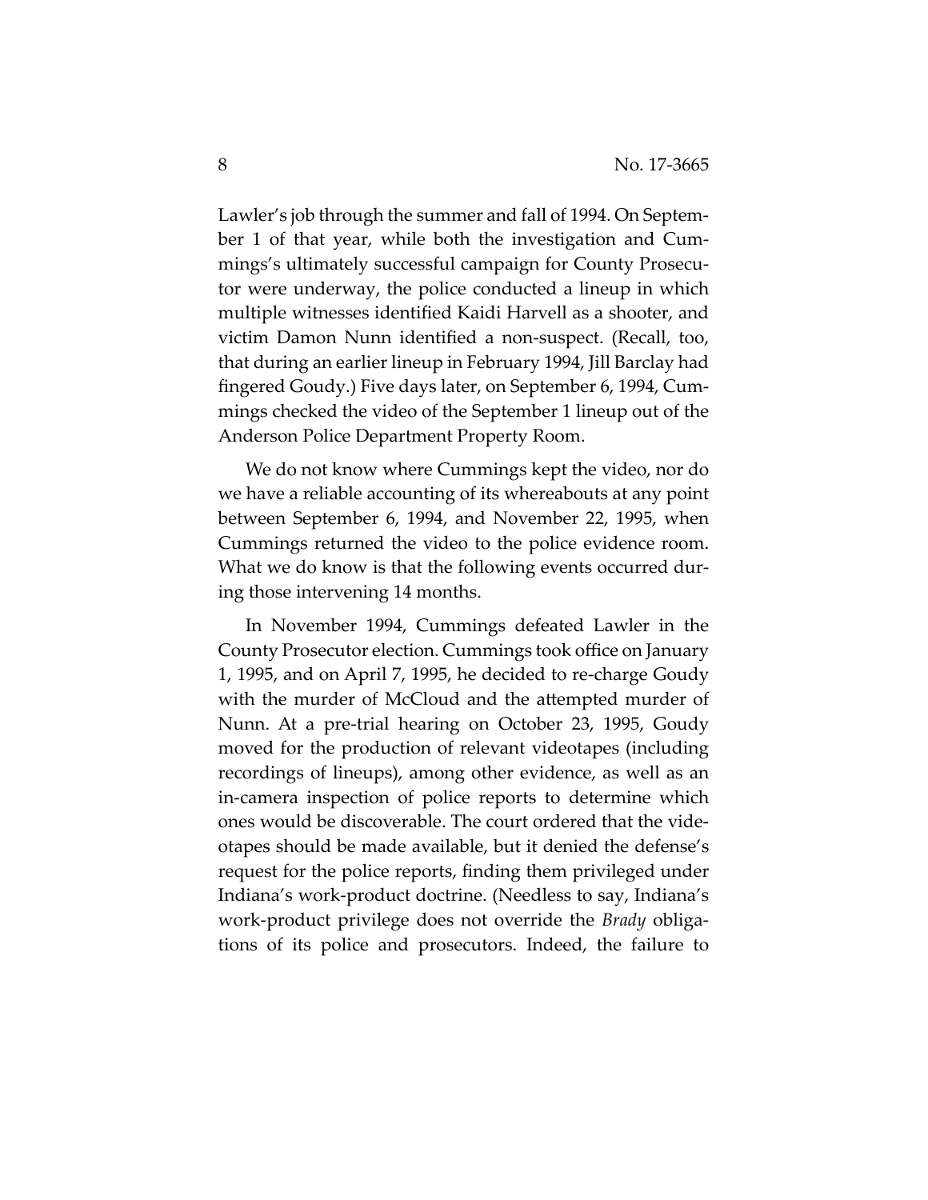Lawler's job through the summer and fall of 1994. On September 1 of that year, while both the investigation and Cummings's ultimately successful campaign for County Prosecutor were underway, the police conducted a lineup in which multiple witnesses identified Kaidi Harvell as a shooter, and victim Damon Nunn identified a non-suspect. (Recall, too, that during an earlier lineup in February 1994, Jill Barclay had fingered Goudy.) Five days later, on September 6, 1994, Cummings checked the video of the September 1 lineup out of the Anderson Police Department Property Room.

We do not know where Cummings kept the video, nor do we have a reliable accounting of its whereabouts at any point between September 6, 1994, and November 22, 1995, when Cummings returned the video to the police evidence room. What we do know is that the following events occurred during those intervening 14 months.

In November 1994, Cummings defeated Lawler in the County Prosecutor election. Cummings took office on January 1, 1995, and on April 7, 1995, he decided to re-charge Goudy with the murder of McCloud and the attempted murder of Nunn. At a pre-trial hearing on October 23, 1995, Goudy moved for the production of relevant videotapes (including recordings of lineups), among other evidence, as well as an in-camera inspection of police reports to determine which ones would be discoverable. The court ordered that the videotapes should be made available, but it denied the defense's request for the police reports, finding them privileged under Indiana's work-product doctrine. (Needless to say, Indiana's work-product privilege does not override the *Brady* obligations of its police and prosecutors. Indeed, the failure to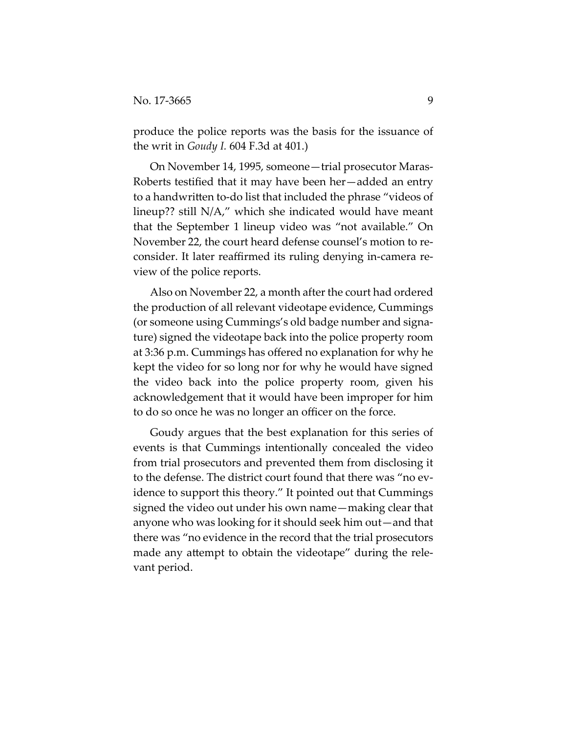produce the police reports was the basis for the issuance of the writ in *Goudy I.* 604 F.3d at 401.)

On November 14, 1995, someone—trial prosecutor Maras-Roberts testified that it may have been her—added an entry to a handwritten to-do list that included the phrase "videos of lineup?? still N/A," which she indicated would have meant that the September 1 lineup video was "not available." On November 22, the court heard defense counsel's motion to reconsider. It later reaffirmed its ruling denying in-camera review of the police reports.

Also on November 22, a month after the court had ordered the production of all relevant videotape evidence, Cummings (or someone using Cummings's old badge number and signature) signed the videotape back into the police property room at 3:36 p.m. Cummings has offered no explanation for why he kept the video for so long nor for why he would have signed the video back into the police property room, given his acknowledgement that it would have been improper for him to do so once he was no longer an officer on the force.

Goudy argues that the best explanation for this series of events is that Cummings intentionally concealed the video from trial prosecutors and prevented them from disclosing it to the defense. The district court found that there was "no evidence to support this theory." It pointed out that Cummings signed the video out under his own name—making clear that anyone who was looking for it should seek him out—and that there was "no evidence in the record that the trial prosecutors made any attempt to obtain the videotape" during the relevant period.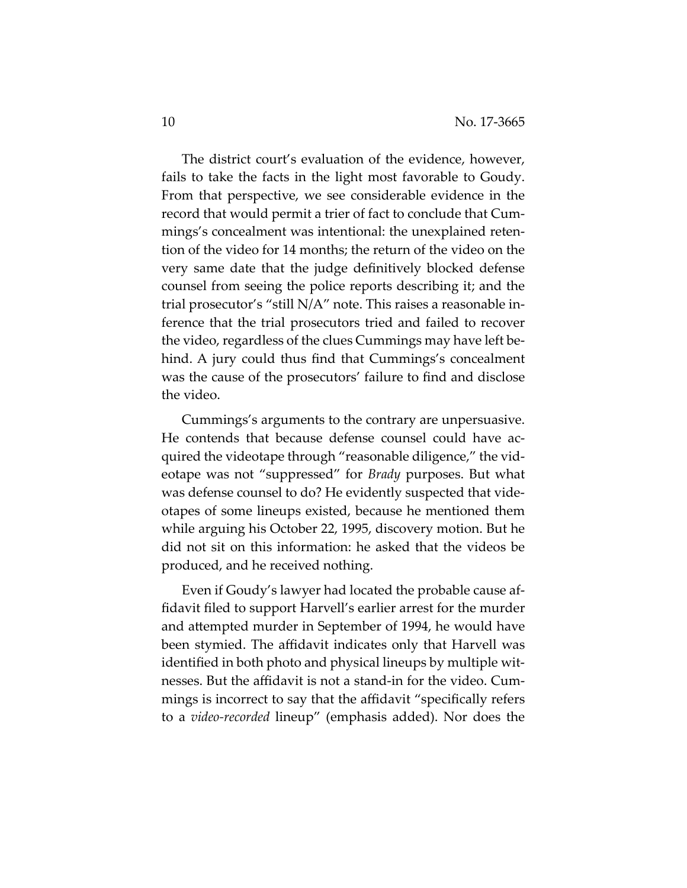The district court's evaluation of the evidence, however, fails to take the facts in the light most favorable to Goudy. From that perspective, we see considerable evidence in the record that would permit a trier of fact to conclude that Cummings's concealment was intentional: the unexplained retention of the video for 14 months; the return of the video on the very same date that the judge definitively blocked defense counsel from seeing the police reports describing it; and the trial prosecutor's "still N/A" note. This raises a reasonable inference that the trial prosecutors tried and failed to recover the video, regardless of the clues Cummings may have left behind. A jury could thus find that Cummings's concealment was the cause of the prosecutors' failure to find and disclose the video.

Cummings's arguments to the contrary are unpersuasive. He contends that because defense counsel could have acquired the videotape through "reasonable diligence," the videotape was not "suppressed" for *Brady* purposes. But what was defense counsel to do? He evidently suspected that videotapes of some lineups existed, because he mentioned them while arguing his October 22, 1995, discovery motion. But he did not sit on this information: he asked that the videos be produced, and he received nothing.

Even if Goudy's lawyer had located the probable cause affidavit filed to support Harvell's earlier arrest for the murder and attempted murder in September of 1994, he would have been stymied. The affidavit indicates only that Harvell was identified in both photo and physical lineups by multiple witnesses. But the affidavit is not a stand-in for the video. Cummings is incorrect to say that the affidavit "specifically refers to a *video-recorded* lineup" (emphasis added). Nor does the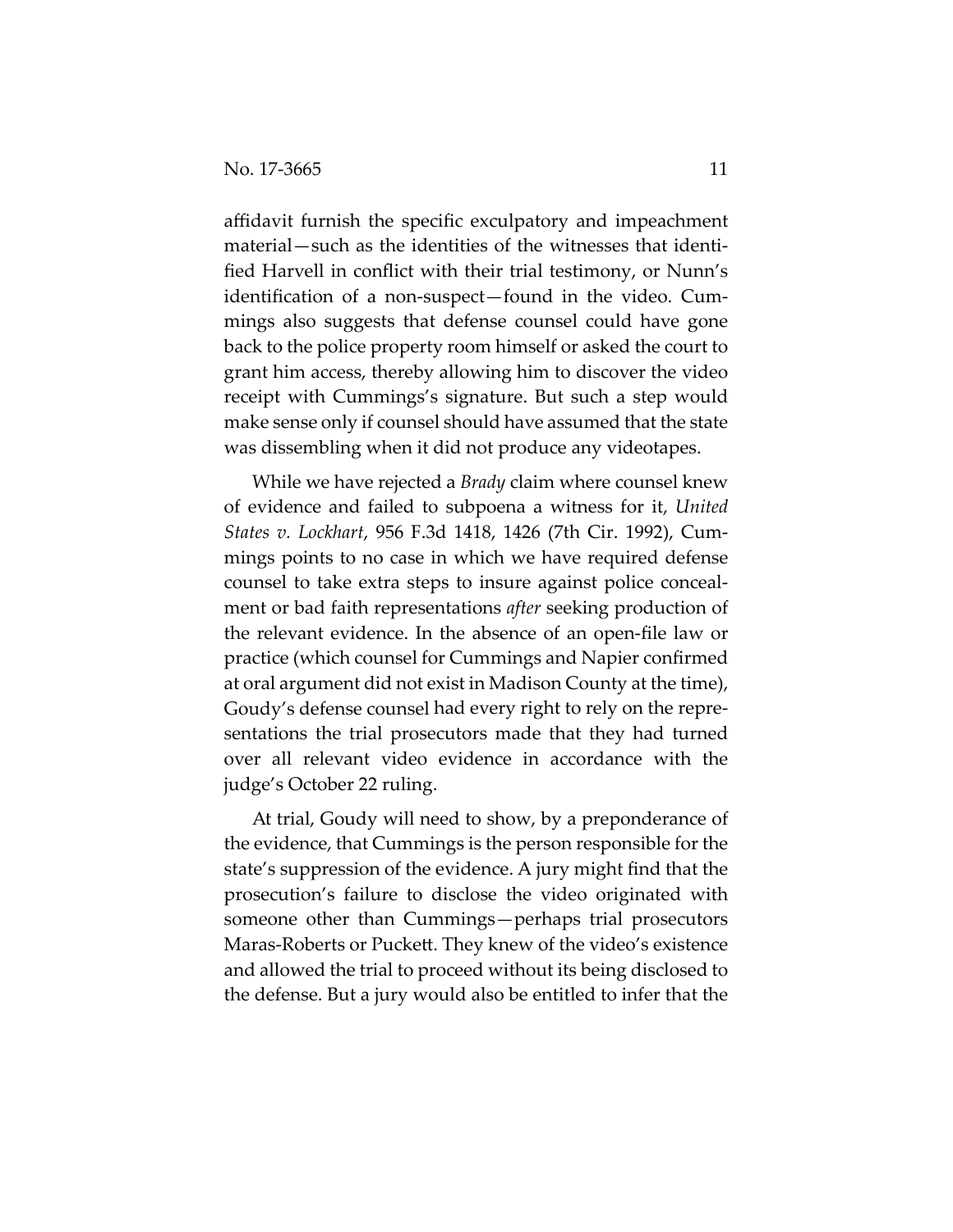affidavit furnish the specific exculpatory and impeachment material—such as the identities of the witnesses that identified Harvell in conflict with their trial testimony, or Nunn's identification of a non-suspect—found in the video. Cummings also suggests that defense counsel could have gone back to the police property room himself or asked the court to grant him access, thereby allowing him to discover the video receipt with Cummings's signature. But such a step would make sense only if counsel should have assumed that the state was dissembling when it did not produce any videotapes.

While we have rejected a *Brady* claim where counsel knew of evidence and failed to subpoena a witness for it, *United States v. Lockhart*, 956 F.3d 1418, 1426 (7th Cir. 1992), Cummings points to no case in which we have required defense counsel to take extra steps to insure against police concealment or bad faith representations *after* seeking production of the relevant evidence. In the absence of an open-file law or practice (which counsel for Cummings and Napier confirmed at oral argument did not exist in Madison County at the time), Goudy's defense counsel had every right to rely on the representations the trial prosecutors made that they had turned over all relevant video evidence in accordance with the judge's October 22 ruling.

At trial, Goudy will need to show, by a preponderance of the evidence, that Cummings is the person responsible for the state's suppression of the evidence. A jury might find that the prosecution's failure to disclose the video originated with someone other than Cummings—perhaps trial prosecutors Maras-Roberts or Puckett. They knew of the video's existence and allowed the trial to proceed without its being disclosed to the defense. But a jury would also be entitled to infer that the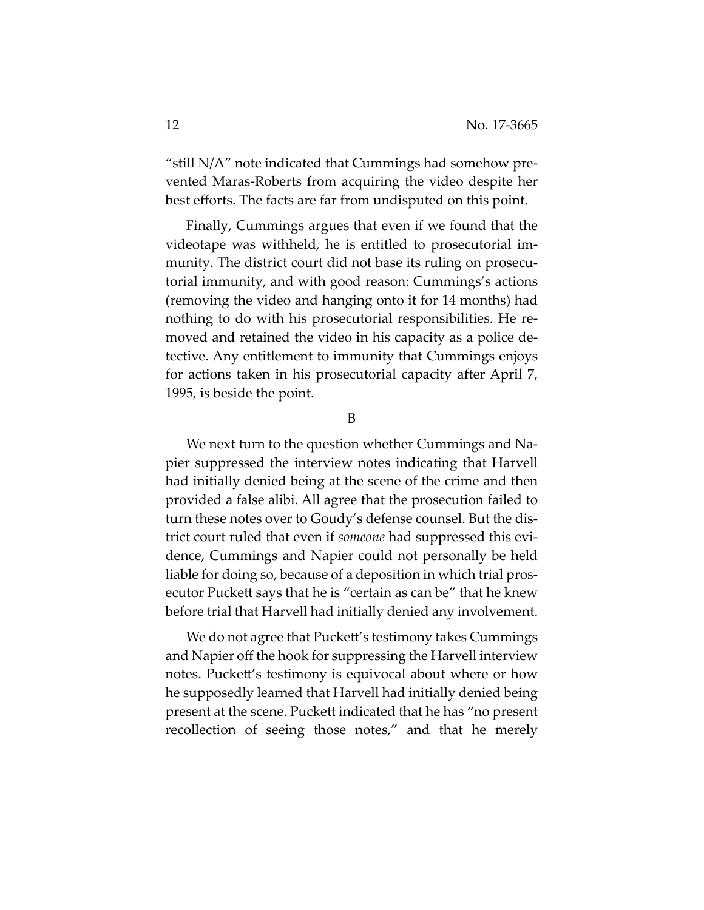"still N/A" note indicated that Cummings had somehow prevented Maras-Roberts from acquiring the video despite her best efforts. The facts are far from undisputed on this point.

Finally, Cummings argues that even if we found that the videotape was withheld, he is entitled to prosecutorial immunity. The district court did not base its ruling on prosecutorial immunity, and with good reason: Cummings's actions (removing the video and hanging onto it for 14 months) had nothing to do with his prosecutorial responsibilities. He removed and retained the video in his capacity as a police detective. Any entitlement to immunity that Cummings enjoys for actions taken in his prosecutorial capacity after April 7, 1995, is beside the point.

## B

We next turn to the question whether Cummings and Napier suppressed the interview notes indicating that Harvell had initially denied being at the scene of the crime and then provided a false alibi. All agree that the prosecution failed to turn these notes over to Goudy's defense counsel. But the district court ruled that even if *someone* had suppressed this evidence, Cummings and Napier could not personally be held liable for doing so, because of a deposition in which trial prosecutor Puckett says that he is "certain as can be" that he knew before trial that Harvell had initially denied any involvement.

We do not agree that Puckett's testimony takes Cummings and Napier off the hook for suppressing the Harvell interview notes. Puckett's testimony is equivocal about where or how he supposedly learned that Harvell had initially denied being present at the scene. Puckett indicated that he has "no present recollection of seeing those notes," and that he merely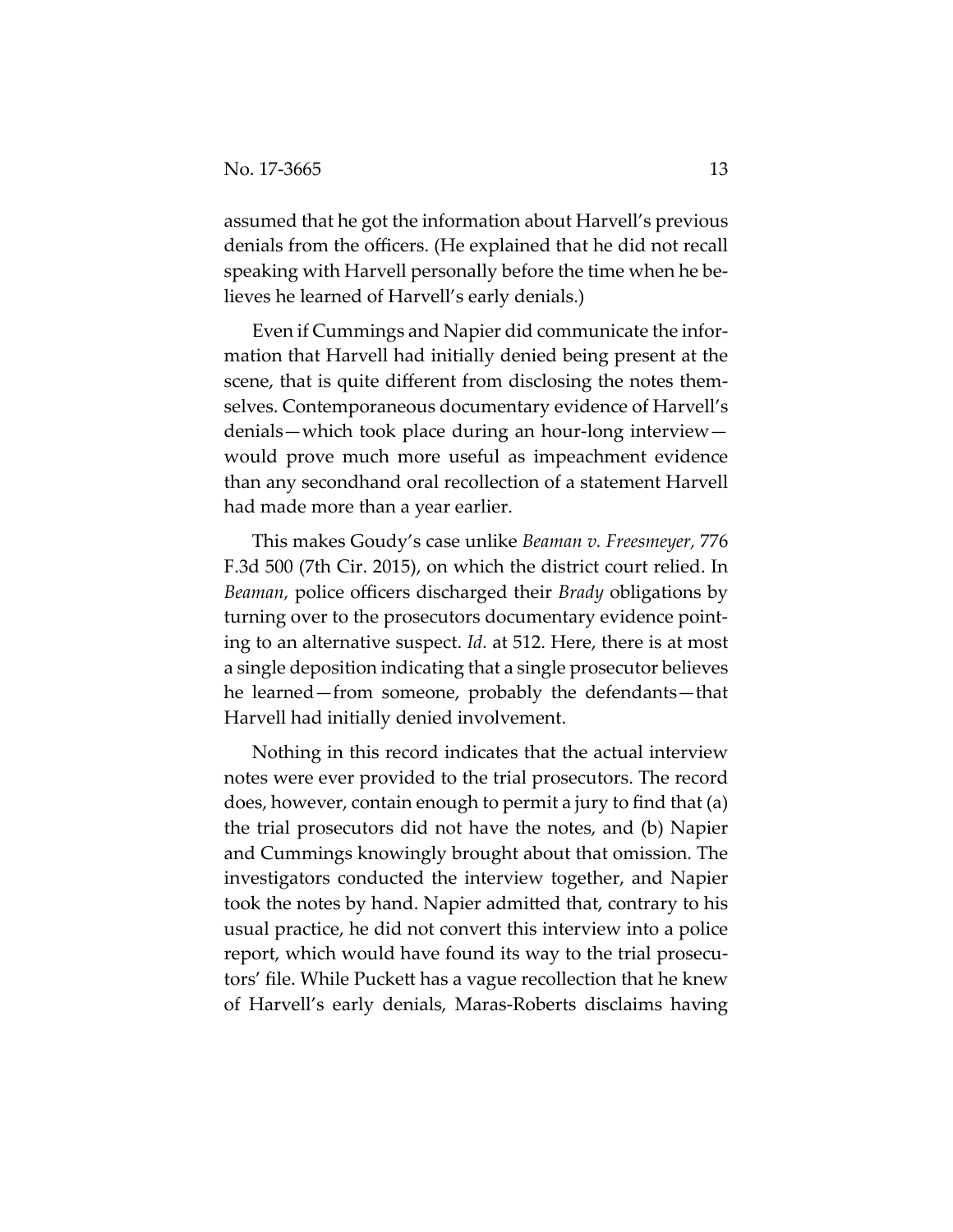assumed that he got the information about Harvell's previous denials from the officers. (He explained that he did not recall speaking with Harvell personally before the time when he believes he learned of Harvell's early denials.)

Even if Cummings and Napier did communicate the information that Harvell had initially denied being present at the scene, that is quite different from disclosing the notes themselves. Contemporaneous documentary evidence of Harvell's denials—which took place during an hour-long interview—would prove much more useful as impeachment evidence than any secondhand oral recollection of a statement Harvell had made more than a year earlier.

This makes Goudy's case unlike *Beaman v. Freesmeyer*, 776 F.3d 500 (7th Cir. 2015), on which the district court relied. In *Beaman*, police officers discharged their *Brady* obligations by turning over to the prosecutors documentary evidence pointing to an alternative suspect. *Id.* at 512. Here, there is at most a single deposition indicating that a single prosecutor believes he learned—from someone, probably the defendants—that Harvell had initially denied involvement.

Nothing in this record indicates that the actual interview notes were ever provided to the trial prosecutors. The record does, however, contain enough to permit a jury to find that (a) the trial prosecutors did not have the notes, and (b) Napier and Cummings knowingly brought about that omission. The investigators conducted the interview together, and Napier took the notes by hand. Napier admitted that, contrary to his usual practice, he did not convert this interview into a police report, which would have found its way to the trial prosecutors' file. While Puckett has a vague recollection that he knew of Harvell's early denials, Maras-Roberts disclaims having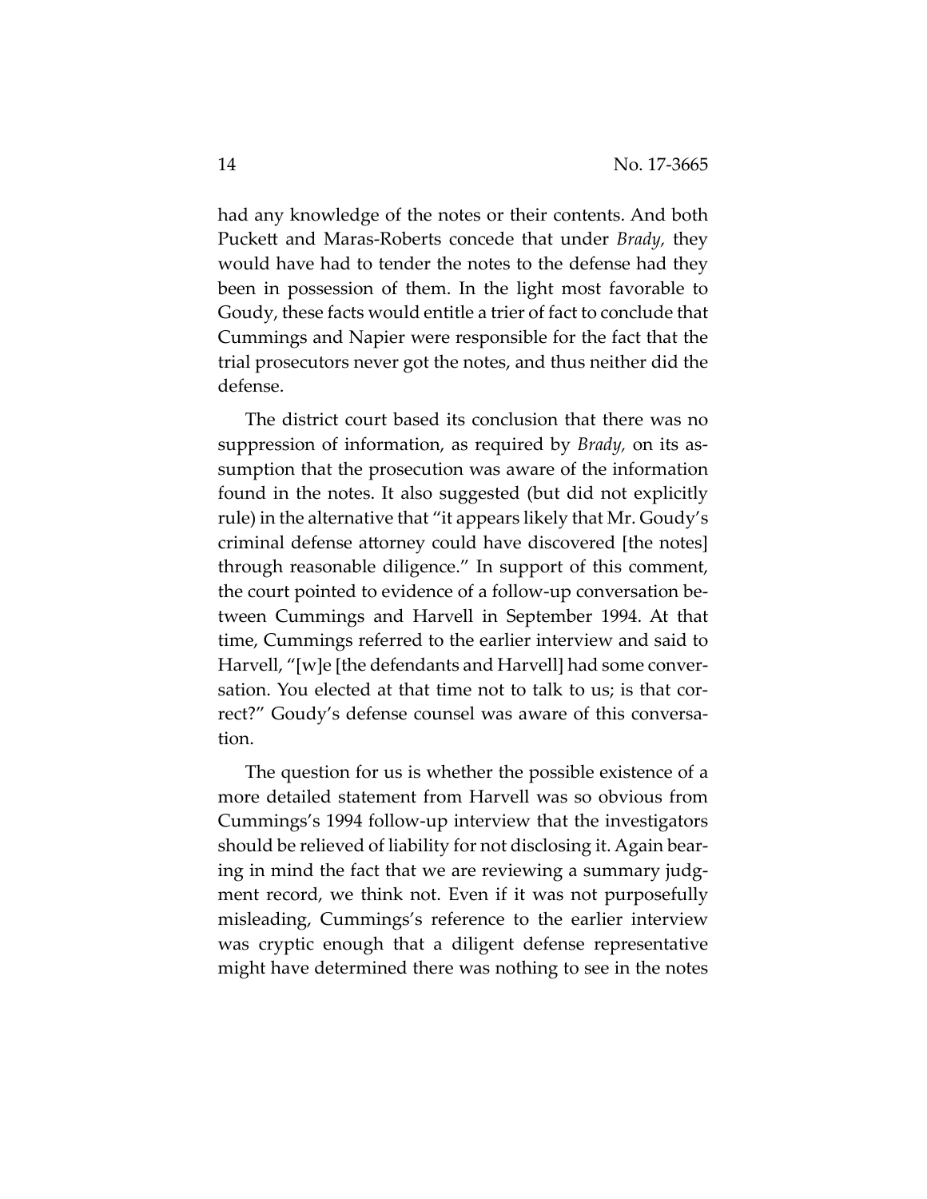had any knowledge of the notes or their contents. And both Puckett and Maras-Roberts concede that under *Brady,* they would have had to tender the notes to the defense had they been in possession of them. In the light most favorable to Goudy, these facts would entitle a trier of fact to conclude that Cummings and Napier were responsible for the fact that the trial prosecutors never got the notes, and thus neither did the defense.

The district court based its conclusion that there was no suppression of information, as required by *Brady,* on its assumption that the prosecution was aware of the information found in the notes. It also suggested (but did not explicitly rule) in the alternative that "it appears likely that Mr. Goudy's criminal defense attorney could have discovered [the notes] through reasonable diligence." In support of this comment, the court pointed to evidence of a follow-up conversation between Cummings and Harvell in September 1994. At that time, Cummings referred to the earlier interview and said to Harvell, "[w]e [the defendants and Harvell] had some conversation. You elected at that time not to talk to us; is that correct?" Goudy's defense counsel was aware of this conversation.

The question for us is whether the possible existence of a more detailed statement from Harvell was so obvious from Cummings's 1994 follow-up interview that the investigators should be relieved of liability for not disclosing it. Again bearing in mind the fact that we are reviewing a summary judgment record, we think not. Even if it was not purposefully misleading, Cummings's reference to the earlier interview was cryptic enough that a diligent defense representative might have determined there was nothing to see in the notes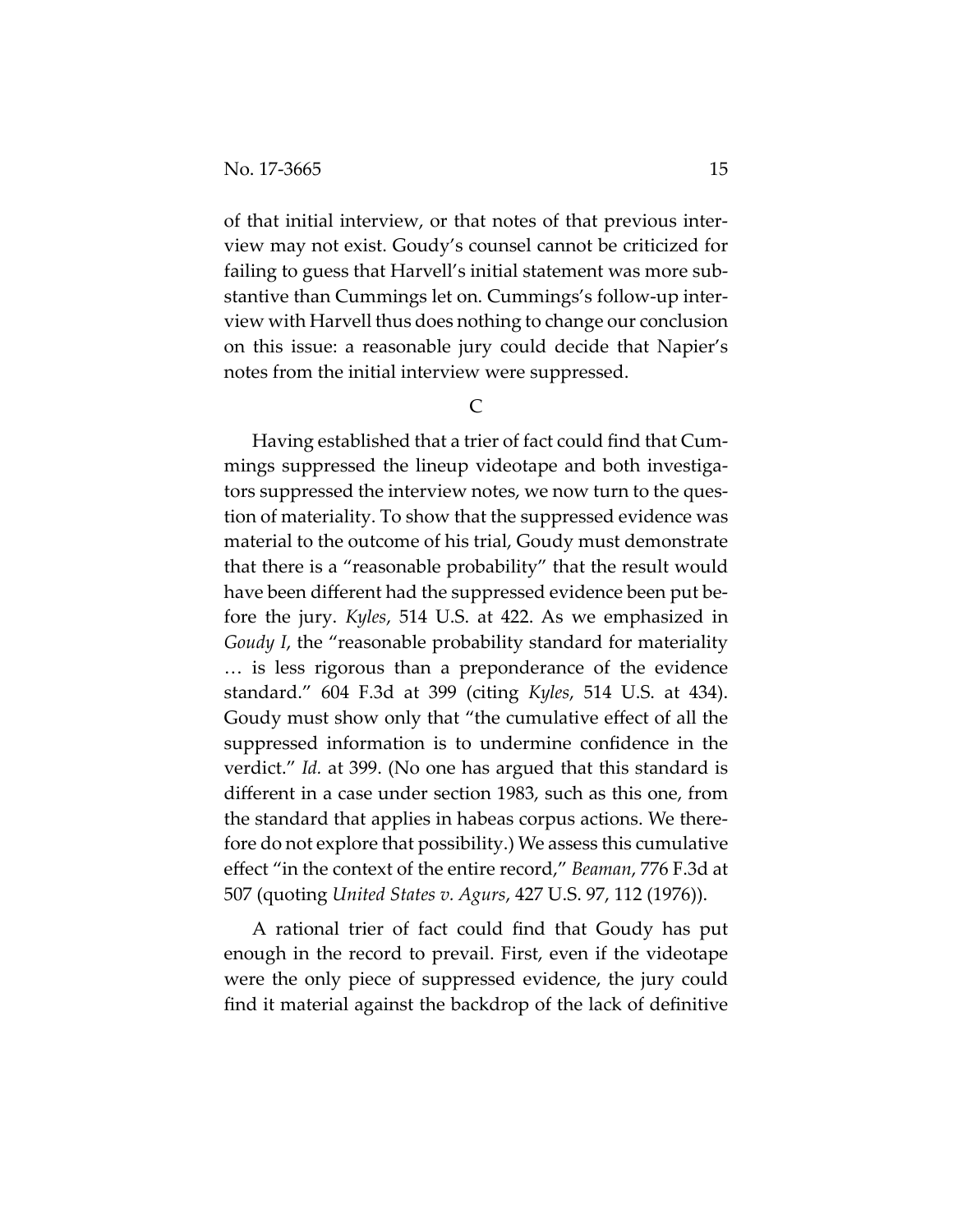of that initial interview, or that notes of that previous interview may not exist. Goudy's counsel cannot be criticized for failing to guess that Harvell's initial statement was more substantive than Cummings let on. Cummings's follow-up interview with Harvell thus does nothing to change our conclusion on this issue: a reasonable jury could decide that Napier's notes from the initial interview were suppressed.

C

Having established that a trier of fact could find that Cummings suppressed the lineup videotape and both investigators suppressed the interview notes, we now turn to the question of materiality. To show that the suppressed evidence was material to the outcome of his trial, Goudy must demonstrate that there is a "reasonable probability" that the result would have been different had the suppressed evidence been put before the jury. *Kyles*, 514 U.S. at 422. As we emphasized in *Goudy I*, the "reasonable probability standard for materiality … is less rigorous than a preponderance of the evidence standard." 604 F.3d at 399 (citing *Kyles*, 514 U.S. at 434). Goudy must show only that "the cumulative effect of all the suppressed information is to undermine confidence in the verdict." *Id.* at 399. (No one has argued that this standard is different in a case under section 1983, such as this one, from the standard that applies in habeas corpus actions. We therefore do not explore that possibility.) We assess this cumulative effect "in the context of the entire record," *Beaman*, 776 F.3d at 507 (quoting *United States v. Agurs*, 427 U.S. 97, 112 (1976)).

A rational trier of fact could find that Goudy has put enough in the record to prevail. First, even if the videotape were the only piece of suppressed evidence, the jury could find it material against the backdrop of the lack of definitive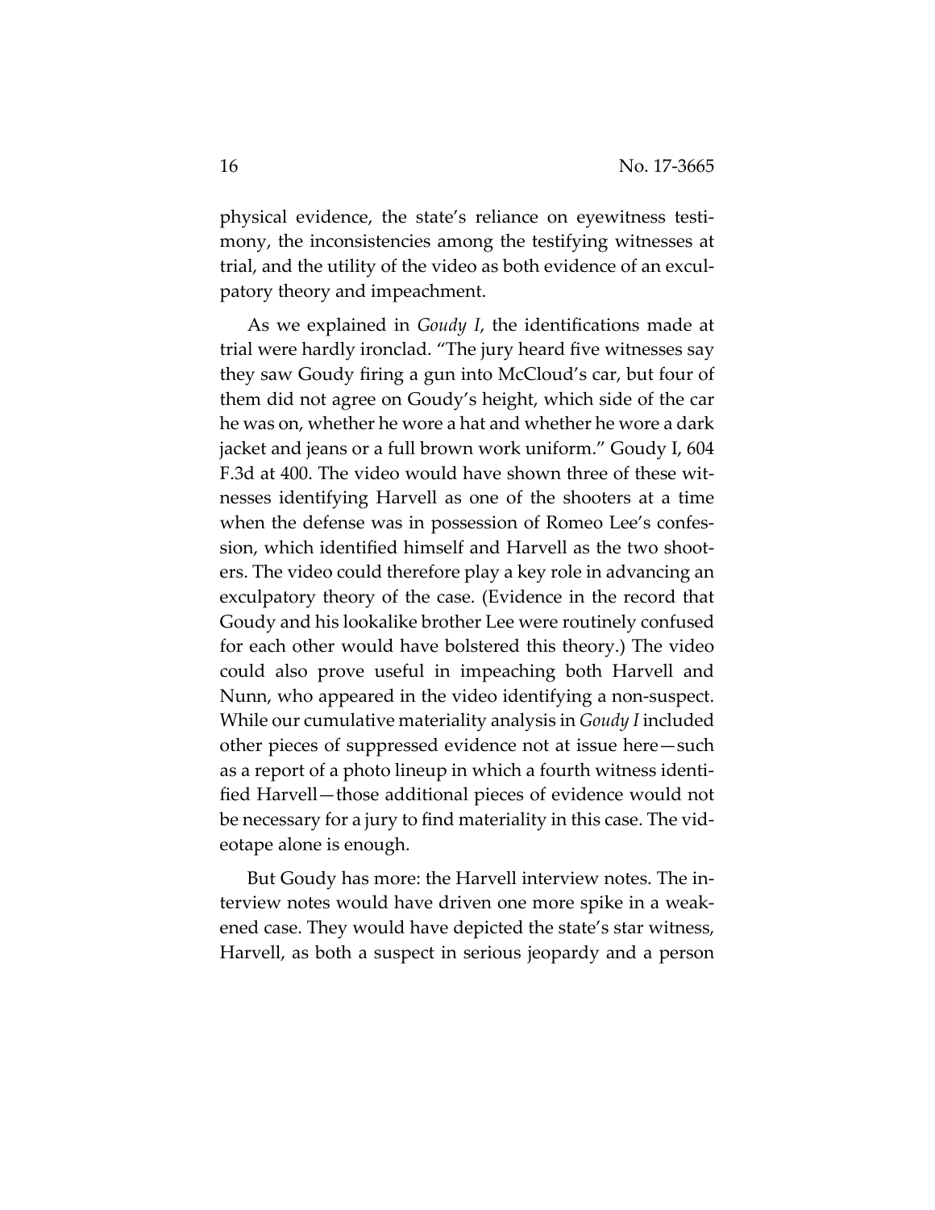physical evidence, the state's reliance on eyewitness testimony, the inconsistencies among the testifying witnesses at trial, and the utility of the video as both evidence of an exculpatory theory and impeachment.

As we explained in *Goudy I*, the identifications made at trial were hardly ironclad. "The jury heard five witnesses say they saw Goudy firing a gun into McCloud's car, but four of them did not agree on Goudy's height, which side of the car he was on, whether he wore a hat and whether he wore a dark jacket and jeans or a full brown work uniform." Goudy I, 604 F.3d at 400. The video would have shown three of these witnesses identifying Harvell as one of the shooters at a time when the defense was in possession of Romeo Lee's confession, which identified himself and Harvell as the two shooters. The video could therefore play a key role in advancing an exculpatory theory of the case. (Evidence in the record that Goudy and his lookalike brother Lee were routinely confused for each other would have bolstered this theory.) The video could also prove useful in impeaching both Harvell and Nunn, who appeared in the video identifying a non-suspect. While our cumulative materiality analysis in *Goudy I* included other pieces of suppressed evidence not at issue here—such as a report of a photo lineup in which a fourth witness identified Harvell—those additional pieces of evidence would not be necessary for a jury to find materiality in this case. The videotape alone is enough.

But Goudy has more: the Harvell interview notes. The interview notes would have driven one more spike in a weakened case. They would have depicted the state's star witness, Harvell, as both a suspect in serious jeopardy and a person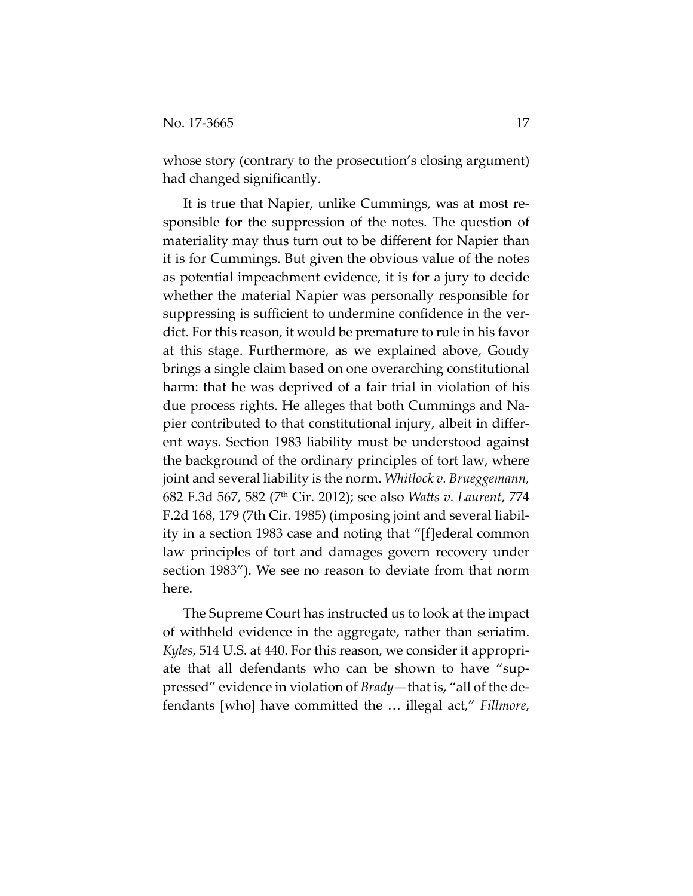whose story (contrary to the prosecution's closing argument) had changed significantly.

It is true that Napier, unlike Cummings, was at most responsible for the suppression of the notes. The question of materiality may thus turn out to be different for Napier than it is for Cummings. But given the obvious value of the notes as potential impeachment evidence, it is for a jury to decide whether the material Napier was personally responsible for suppressing is sufficient to undermine confidence in the verdict. For this reason, it would be premature to rule in his favor at this stage. Furthermore, as we explained above, Goudy brings a single claim based on one overarching constitutional harm: that he was deprived of a fair trial in violation of his due process rights. He alleges that both Cummings and Napier contributed to that constitutional injury, albeit in different ways. Section 1983 liability must be understood against the background of the ordinary principles of tort law, where joint and several liability is the norm. *Whitlock v. Brueggemann,* 682 F.3d 567, 582 (7th Cir. 2012); see also *Watts v. Laurent*, 774 F.2d 168, 179 (7th Cir. 1985) (imposing joint and several liability in a section 1983 case and noting that "[f]ederal common law principles of tort and damages govern recovery under section 1983"). We see no reason to deviate from that norm here.

The Supreme Court has instructed us to look at the impact of withheld evidence in the aggregate, rather than seriatim. *Kyles*, 514 U.S. at 440. For this reason, we consider it appropriate that all defendants who can be shown to have "suppressed" evidence in violation of *Brady*—that is, "all of the defendants [who] have committed the … illegal act," *Fillmore*,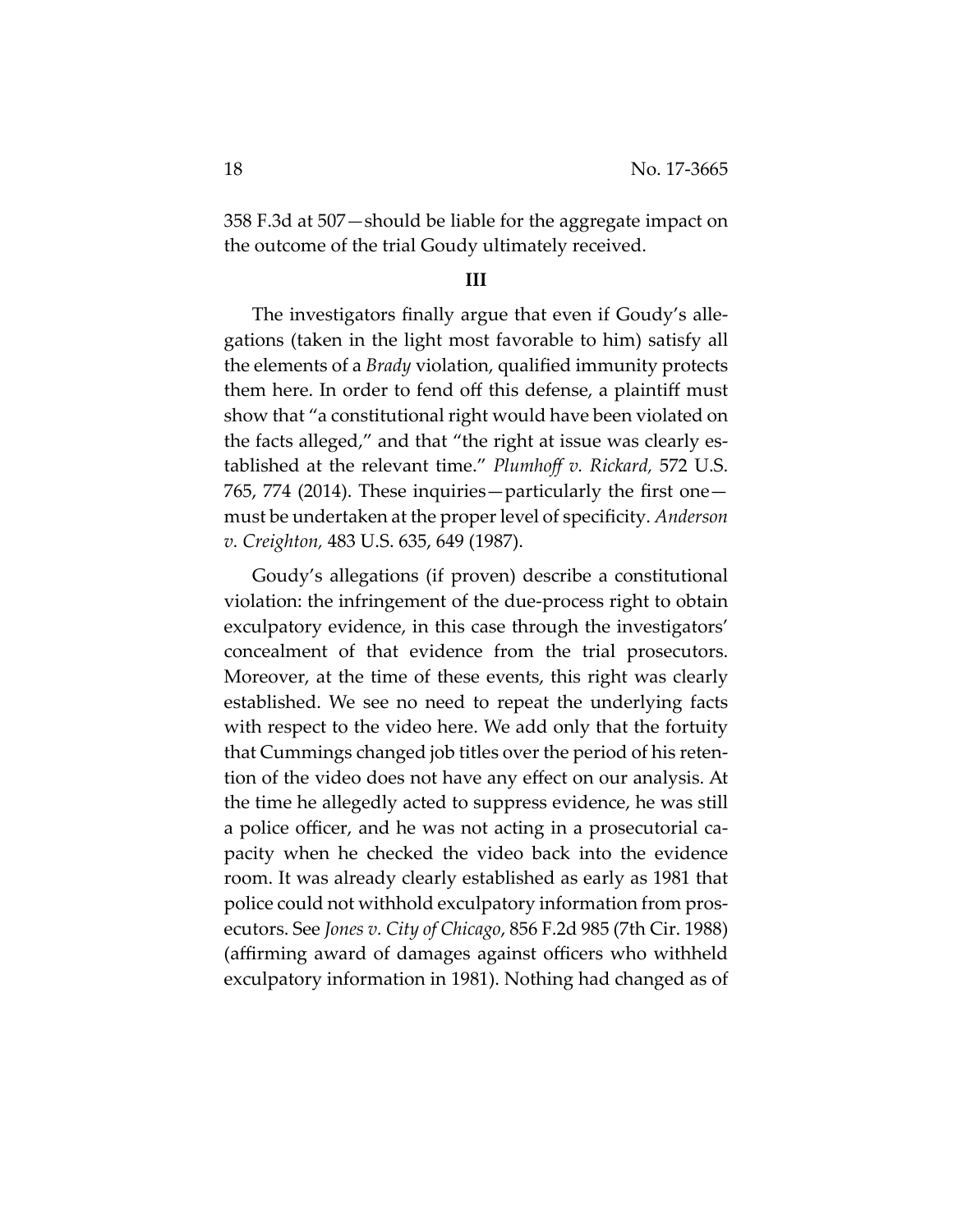358 F.3d at 507—should be liable for the aggregate impact on the outcome of the trial Goudy ultimately received.

### III

The investigators finally argue that even if Goudy's allegations (taken in the light most favorable to him) satisfy all the elements of a *Brady* violation, qualified immunity protects them here. In order to fend off this defense, a plaintiff must show that "a constitutional right would have been violated on the facts alleged," and that "the right at issue was clearly established at the relevant time." *Plumhoff v. Rickard,* 572 U.S. 765, 774 (2014). These inquiries—particularly the first one—must be undertaken at the proper level of specificity. *Anderson v. Creighton,* 483 U.S. 635, 649 (1987).

Goudy's allegations (if proven) describe a constitutional violation: the infringement of the due-process right to obtain exculpatory evidence, in this case through the investigators' concealment of that evidence from the trial prosecutors. Moreover, at the time of these events, this right was clearly established. We see no need to repeat the underlying facts with respect to the video here. We add only that the fortuity that Cummings changed job titles over the period of his retention of the video does not have any effect on our analysis. At the time he allegedly acted to suppress evidence, he was still a police officer, and he was not acting in a prosecutorial capacity when he checked the video back into the evidence room. It was already clearly established as early as 1981 that police could not withhold exculpatory information from prosecutors. See *Jones v. City of Chicago*, 856 F.2d 985 (7th Cir. 1988) (affirming award of damages against officers who withheld exculpatory information in 1981). Nothing had changed as of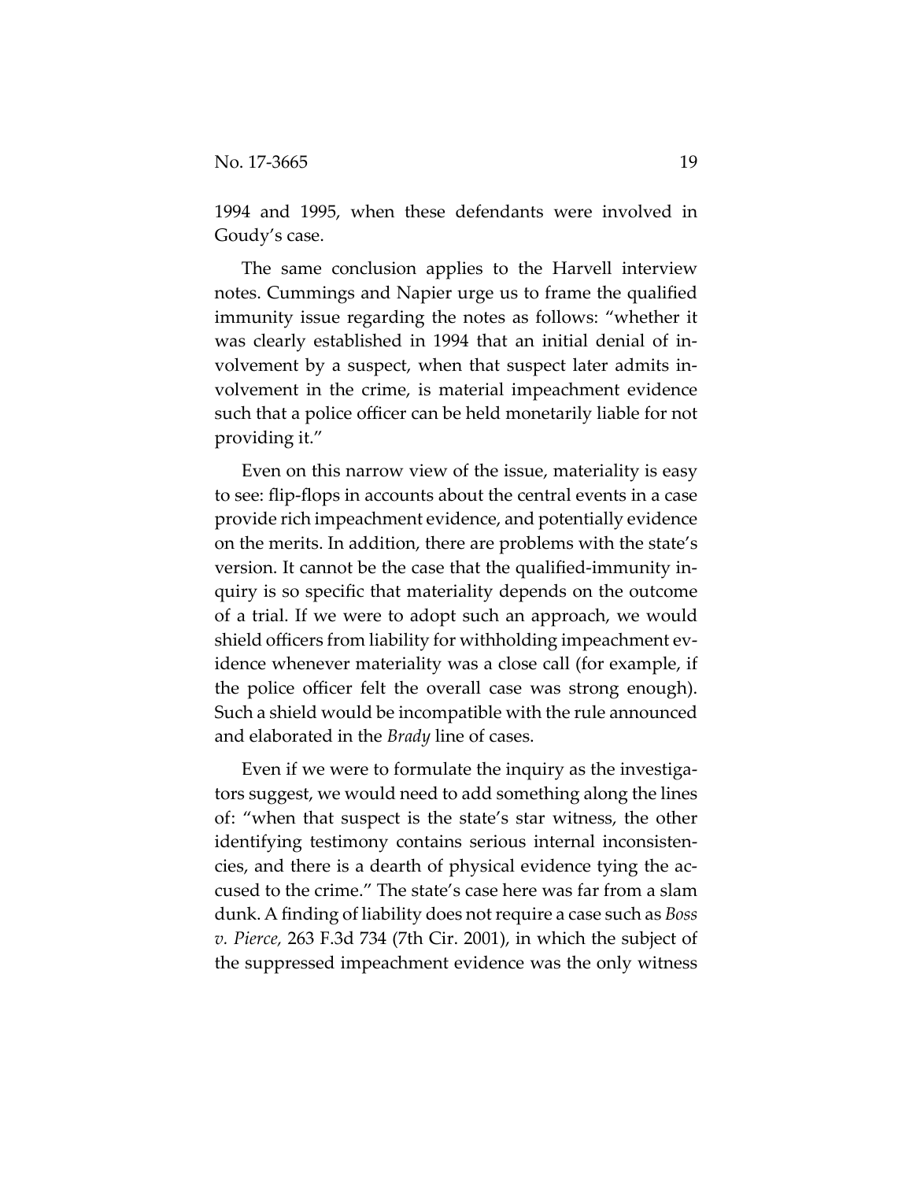1994 and 1995, when these defendants were involved in Goudy's case.

The same conclusion applies to the Harvell interview notes. Cummings and Napier urge us to frame the qualified immunity issue regarding the notes as follows: "whether it was clearly established in 1994 that an initial denial of involvement by a suspect, when that suspect later admits involvement in the crime, is material impeachment evidence such that a police officer can be held monetarily liable for not providing it."

Even on this narrow view of the issue, materiality is easy to see: flip-flops in accounts about the central events in a case provide rich impeachment evidence, and potentially evidence on the merits. In addition, there are problems with the state's version. It cannot be the case that the qualified-immunity inquiry is so specific that materiality depends on the outcome of a trial. If we were to adopt such an approach, we would shield officers from liability for withholding impeachment evidence whenever materiality was a close call (for example, if the police officer felt the overall case was strong enough). Such a shield would be incompatible with the rule announced and elaborated in the *Brady* line of cases.

Even if we were to formulate the inquiry as the investigators suggest, we would need to add something along the lines of: "when that suspect is the state's star witness, the other identifying testimony contains serious internal inconsistencies, and there is a dearth of physical evidence tying the accused to the crime." The state's case here was far from a slam dunk. A finding of liability does not require a case such as *Boss v. Pierce,* 263 F.3d 734 (7th Cir. 2001), in which the subject of the suppressed impeachment evidence was the only witness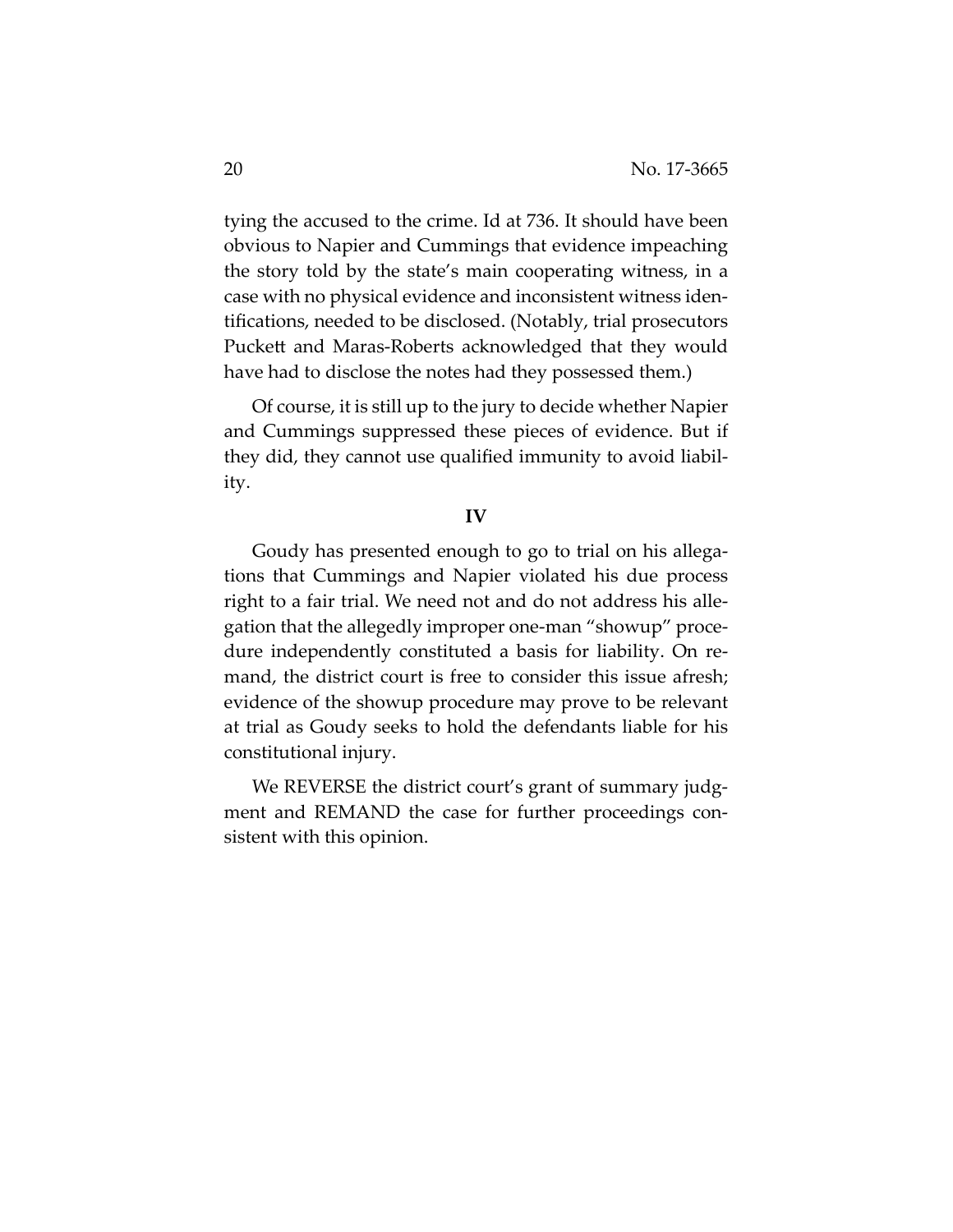tying the accused to the crime. Id at 736. It should have been obvious to Napier and Cummings that evidence impeaching the story told by the state's main cooperating witness, in a case with no physical evidence and inconsistent witness identifications, needed to be disclosed. (Notably, trial prosecutors Puckett and Maras-Roberts acknowledged that they would have had to disclose the notes had they possessed them.)

Of course, it is still up to the jury to decide whether Napier and Cummings suppressed these pieces of evidence. But if they did, they cannot use qualified immunity to avoid liability.

## IV

Goudy has presented enough to go to trial on his allegations that Cummings and Napier violated his due process right to a fair trial. We need not and do not address his allegation that the allegedly improper one-man "showup" procedure independently constituted a basis for liability. On remand, the district court is free to consider this issue afresh; evidence of the showup procedure may prove to be relevant at trial as Goudy seeks to hold the defendants liable for his constitutional injury.

We REVERSE the district court's grant of summary judgment and REMAND the case for further proceedings consistent with this opinion.